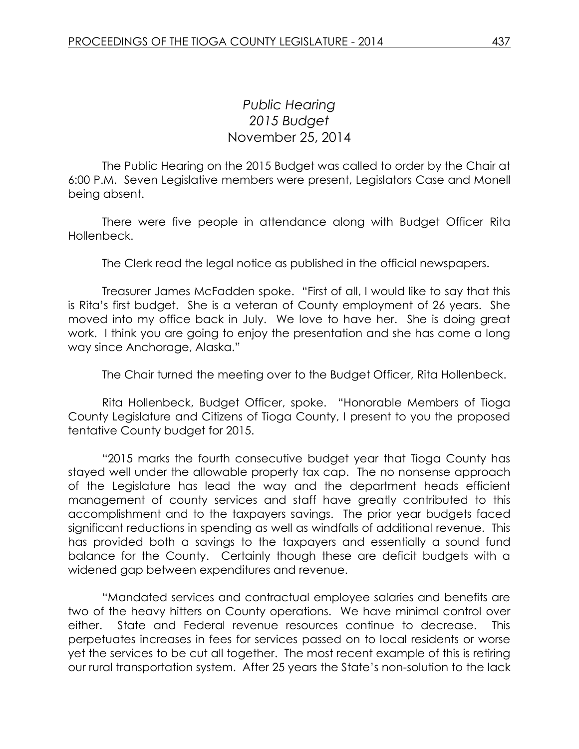# *Public Hearing*
# *2015 Budget*
## November 25, 2014

The Public Hearing on the 2015 Budget was called to order by the Chair at 6:00 P.M. Seven Legislative members were present, Legislators Case and Monell being absent.

There were five people in attendance along with Budget Officer Rita Hollenbeck.

The Clerk read the legal notice as published in the official newspapers.

Treasurer James McFadden spoke. "First of all, I would like to say that this is Rita's first budget. She is a veteran of County employment of 26 years. She moved into my office back in July. We love to have her. She is doing great work. I think you are going to enjoy the presentation and she has come a long way since Anchorage, Alaska."

The Chair turned the meeting over to the Budget Officer, Rita Hollenbeck.

Rita Hollenbeck, Budget Officer, spoke. "Honorable Members of Tioga County Legislature and Citizens of Tioga County, I present to you the proposed tentative County budget for 2015.

"2015 marks the fourth consecutive budget year that Tioga County has stayed well under the allowable property tax cap. The no nonsense approach of the Legislature has lead the way and the department heads efficient management of county services and staff have greatly contributed to this accomplishment and to the taxpayers savings. The prior year budgets faced significant reductions in spending as well as windfalls of additional revenue. This has provided both a savings to the taxpayers and essentially a sound fund balance for the County. Certainly though these are deficit budgets with a widened gap between expenditures and revenue.

"Mandated services and contractual employee salaries and benefits are two of the heavy hitters on County operations. We have minimal control over either. State and Federal revenue resources continue to decrease. This perpetuates increases in fees for services passed on to local residents or worse yet the services to be cut all together. The most recent example of this is retiring our rural transportation system. After 25 years the State's non-solution to the lack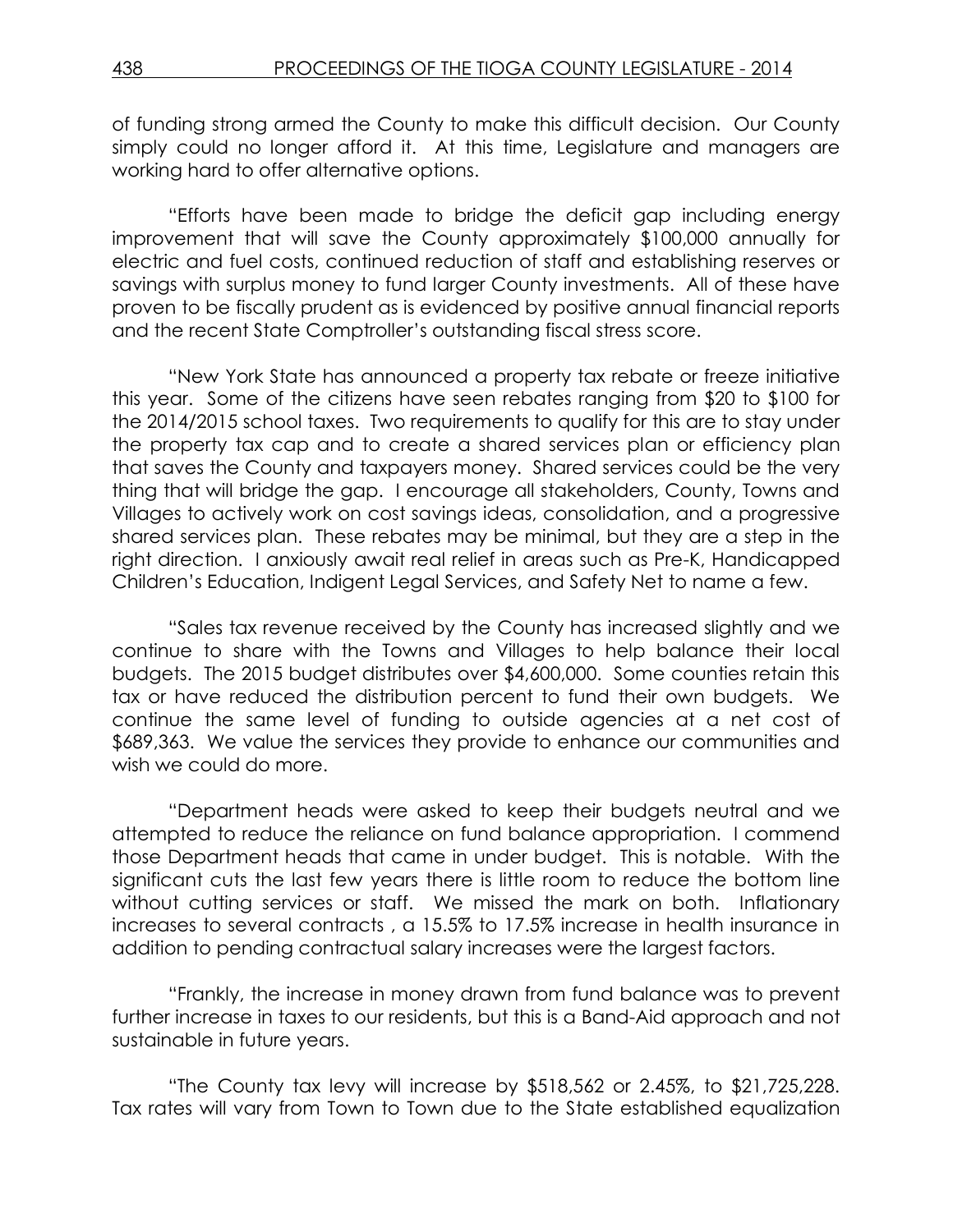of funding strong armed the County to make this difficult decision. Our County simply could no longer afford it. At this time, Legislature and managers are working hard to offer alternative options.

"Efforts have been made to bridge the deficit gap including energy improvement that will save the County approximately $100,000 annually for electric and fuel costs, continued reduction of staff and establishing reserves or savings with surplus money to fund larger County investments. All of these have proven to be fiscally prudent as is evidenced by positive annual financial reports and the recent State Comptroller's outstanding fiscal stress score.

"New York State has announced a property tax rebate or freeze initiative this year. Some of the citizens have seen rebates ranging from $20 to $100 for the 2014/2015 school taxes. Two requirements to qualify for this are to stay under the property tax cap and to create a shared services plan or efficiency plan that saves the County and taxpayers money. Shared services could be the very thing that will bridge the gap. I encourage all stakeholders, County, Towns and Villages to actively work on cost savings ideas, consolidation, and a progressive shared services plan. These rebates may be minimal, but they are a step in the right direction. I anxiously await real relief in areas such as Pre-K, Handicapped Children's Education, Indigent Legal Services, and Safety Net to name a few.

"Sales tax revenue received by the County has increased slightly and we continue to share with the Towns and Villages to help balance their local budgets. The 2015 budget distributes over $4,600,000. Some counties retain this tax or have reduced the distribution percent to fund their own budgets. We continue the same level of funding to outside agencies at a net cost of $689,363. We value the services they provide to enhance our communities and wish we could do more.

"Department heads were asked to keep their budgets neutral and we attempted to reduce the reliance on fund balance appropriation. I commend those Department heads that came in under budget. This is notable. With the significant cuts the last few years there is little room to reduce the bottom line without cutting services or staff. We missed the mark on both. Inflationary increases to several contracts , a 15.5% to 17.5% increase in health insurance in addition to pending contractual salary increases were the largest factors.

"Frankly, the increase in money drawn from fund balance was to prevent further increase in taxes to our residents, but this is a Band-Aid approach and not sustainable in future years.

"The County tax levy will increase by $518,562 or 2.45%, to $21,725,228. Tax rates will vary from Town to Town due to the State established equalization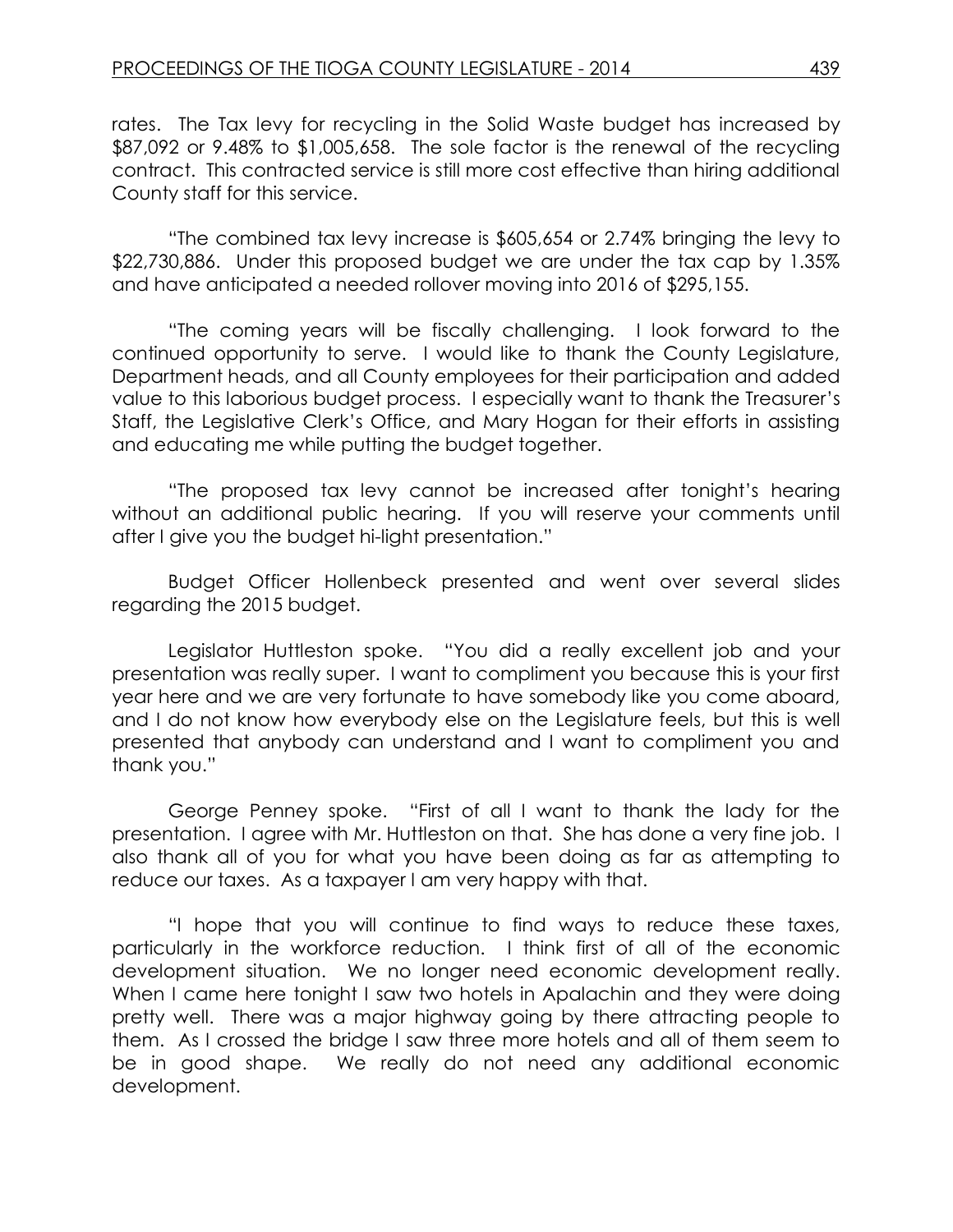rates. The Tax levy for recycling in the Solid Waste budget has increased by $87,092 or 9.48% to $1,005,658. The sole factor is the renewal of the recycling contract. This contracted service is still more cost effective than hiring additional County staff for this service.

"The combined tax levy increase is $605,654 or 2.74% bringing the levy to $22,730,886. Under this proposed budget we are under the tax cap by 1.35% and have anticipated a needed rollover moving into 2016 of $295,155.

"The coming years will be fiscally challenging. I look forward to the continued opportunity to serve. I would like to thank the County Legislature, Department heads, and all County employees for their participation and added value to this laborious budget process. I especially want to thank the Treasurer's Staff, the Legislative Clerk's Office, and Mary Hogan for their efforts in assisting and educating me while putting the budget together.

"The proposed tax levy cannot be increased after tonight's hearing without an additional public hearing. If you will reserve your comments until after I give you the budget hi-light presentation."

Budget Officer Hollenbeck presented and went over several slides regarding the 2015 budget.

Legislator Huttleston spoke. "You did a really excellent job and your presentation was really super. I want to compliment you because this is your first year here and we are very fortunate to have somebody like you come aboard, and I do not know how everybody else on the Legislature feels, but this is well presented that anybody can understand and I want to compliment you and thank you."

George Penney spoke. "First of all I want to thank the lady for the presentation. I agree with Mr. Huttleston on that. She has done a very fine job. I also thank all of you for what you have been doing as far as attempting to reduce our taxes. As a taxpayer I am very happy with that.

"I hope that you will continue to find ways to reduce these taxes, particularly in the workforce reduction. I think first of all of the economic development situation. We no longer need economic development really. When I came here tonight I saw two hotels in Apalachin and they were doing pretty well. There was a major highway going by there attracting people to them. As I crossed the bridge I saw three more hotels and all of them seem to be in good shape. We really do not need any additional economic development.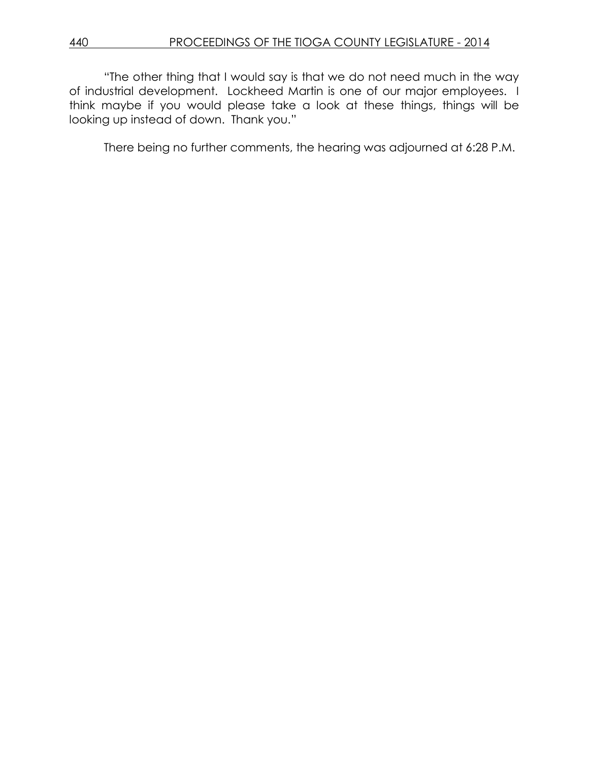"The other thing that I would say is that we do not need much in the way of industrial development. Lockheed Martin is one of our major employees. I think maybe if you would please take a look at these things, things will be looking up instead of down. Thank you."

There being no further comments, the hearing was adjourned at 6:28 P.M.